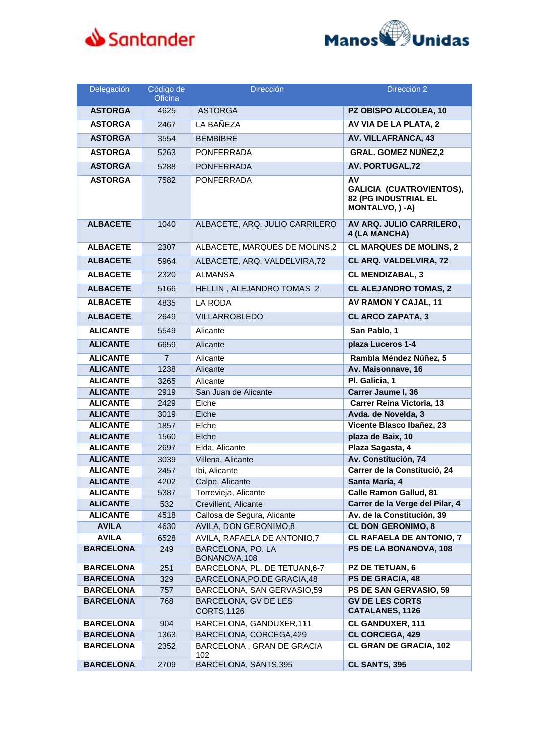Santander Manos Unidas

| Delegación | Código de Oficina | Dirección | Dirección 2 |
|---|---|---|---|
| **ASTORGA** | 4625 | ASTORGA | **PZ OBISPO ALCOLEA, 10** |
| **ASTORGA** | 2467 | LA BAÑEZA | **AV VIA DE LA PLATA, 2** |
| **ASTORGA** | 3554 | BEMBIBRE | **AV. VILLAFRANCA, 43** |
| **ASTORGA** | 5263 | PONFERRADA | **GRAL. GOMEZ NUÑEZ,2** |
| **ASTORGA** | 5288 | PONFERRADA | **AV. PORTUGAL,72** |
| **ASTORGA** | 7582 | PONFERRADA | **AV GALICIA (CUATROVIENTOS), 82 (PG INDUSTRIAL EL MONTALVO, ) -A)** |
| **ALBACETE** | 1040 | ALBACETE, ARQ. JULIO CARRILERO | **AV ARQ. JULIO CARRILERO, 4 (LA MANCHA)** |
| **ALBACETE** | 2307 | ALBACETE, MARQUES DE MOLINS,2 | **CL MARQUES DE MOLINS, 2** |
| **ALBACETE** | 5964 | ALBACETE, ARQ. VALDELVIRA,72 | **CL ARQ. VALDELVIRA, 72** |
| **ALBACETE** | 2320 | ALMANSA | **CL MENDIZABAL, 3** |
| **ALBACETE** | 5166 | HELLIN , ALEJANDRO TOMAS 2 | **CL ALEJANDRO TOMAS, 2** |
| **ALBACETE** | 4835 | LA RODA | **AV RAMON Y CAJAL, 11** |
| **ALBACETE** | 2649 | VILLARROBLEDO | **CL ARCO ZAPATA, 3** |
| **ALICANTE** | 5549 | Alicante | **San Pablo, 1** |
| **ALICANTE** | 6659 | Alicante | **plaza Luceros 1-4** |
| **ALICANTE** | 7 | Alicante | **Rambla Méndez Núñez, 5** |
| **ALICANTE** | 1238 | Alicante | **Av. Maisonnave, 16** |
| **ALICANTE** | 3265 | Alicante | **Pl. Galicia, 1** |
| **ALICANTE** | 2919 | San Juan de Alicante | **Carrer Jaume I, 36** |
| **ALICANTE** | 2429 | Elche | **Carrer Reina Victoria, 13** |
| **ALICANTE** | 3019 | Elche | **Avda. de Novelda, 3** |
| **ALICANTE** | 1857 | Elche | **Vicente Blasco Ibañez, 23** |
| **ALICANTE** | 1560 | Elche | **plaza de Baix, 10** |
| **ALICANTE** | 2697 | Elda, Alicante | **Plaza Sagasta, 4** |
| **ALICANTE** | 3039 | Villena, Alicante | **Av. Constitución, 74** |
| **ALICANTE** | 2457 | Ibi, Alicante | **Carrer de la Constitució, 24** |
| **ALICANTE** | 4202 | Calpe, Alicante | **Santa María, 4** |
| **ALICANTE** | 5387 | Torrevieja, Alicante | **Calle Ramon Gallud, 81** |
| **ALICANTE** | 532 | Crevillent, Alicante | **Carrer de la Verge del Pilar, 4** |
| **ALICANTE** | 4518 | Callosa de Segura, Alicante | **Av. de la Constitución, 39** |
| **AVILA** | 4630 | AVILA, DON GERONIMO,8 | **CL DON GERONIMO, 8** |
| **AVILA** | 6528 | AVILA, RAFAELA DE ANTONIO,7 | **CL RAFAELA DE ANTONIO, 7** |
| **BARCELONA** | 249 | BARCELONA, PO. LA BONANOVA,108 | **PS DE LA BONANOVA, 108** |
| **BARCELONA** | 251 | BARCELONA, PL. DE TETUAN,6-7 | **PZ DE TETUAN, 6** |
| **BARCELONA** | 329 | BARCELONA,PO.DE GRACIA,48 | **PS DE GRACIA, 48** |
| **BARCELONA** | 757 | BARCELONA, SAN GERVASIO,59 | **PS DE SAN GERVASIO, 59** |
| **BARCELONA** | 768 | BARCELONA, GV DE LES CORTS,1126 | **GV DE LES CORTS CATALANES, 1126** |
| **BARCELONA** | 904 | BARCELONA, GANDUXER,111 | **CL GANDUXER, 111** |
| **BARCELONA** | 1363 | BARCELONA, CORCEGA,429 | **CL CORCEGA, 429** |
| **BARCELONA** | 2352 | BARCELONA , GRAN DE GRACIA 102 | **CL GRAN DE GRACIA, 102** |
| **BARCELONA** | 2709 | BARCELONA, SANTS,395 | **CL SANTS, 395** |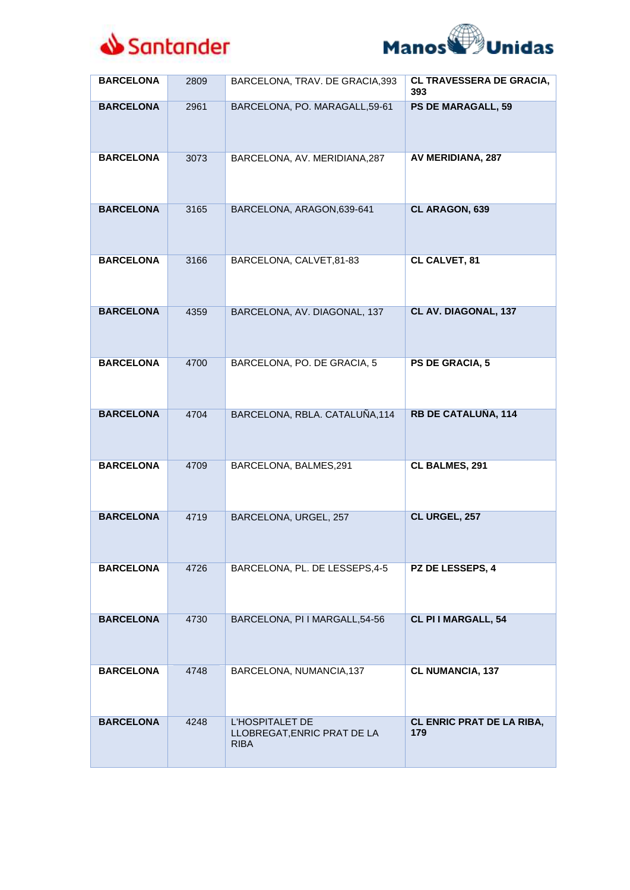| BARCELONA | 2809 | BARCELONA, TRAV. DE GRACIA,393 | CL TRAVESSERA DE GRACIA, 393 |
|---|---|---|---|
| BARCELONA | 2961 | BARCELONA, PO. MARAGALL,59-61 | PS DE MARAGALL, 59 |
| BARCELONA | 3073 | BARCELONA, AV. MERIDIANA,287 | AV MERIDIANA, 287 |
| BARCELONA | 3165 | BARCELONA, ARAGON,639-641 | CL ARAGON, 639 |
| BARCELONA | 3166 | BARCELONA, CALVET,81-83 | CL CALVET, 81 |
| BARCELONA | 4359 | BARCELONA, AV. DIAGONAL, 137 | CL AV. DIAGONAL, 137 |
| BARCELONA | 4700 | BARCELONA, PO. DE GRACIA, 5 | PS DE GRACIA, 5 |
| BARCELONA | 4704 | BARCELONA, RBLA. CATALUÑA,114 | RB DE CATALUÑA, 114 |
| BARCELONA | 4709 | BARCELONA, BALMES,291 | CL BALMES, 291 |
| BARCELONA | 4719 | BARCELONA, URGEL, 257 | CL URGEL, 257 |
| BARCELONA | 4726 | BARCELONA, PL. DE LESSEPS,4-5 | PZ DE LESSEPS, 4 |
| BARCELONA | 4730 | BARCELONA, PI I MARGALL,54-56 | CL PI I MARGALL, 54 |
| BARCELONA | 4748 | BARCELONA, NUMANCIA,137 | CL NUMANCIA, 137 |
| BARCELONA | 4248 | L'HOSPITALET DE LLOBREGAT,ENRIC PRAT DE LA RIBA | CL ENRIC PRAT DE LA RIBA, 179 |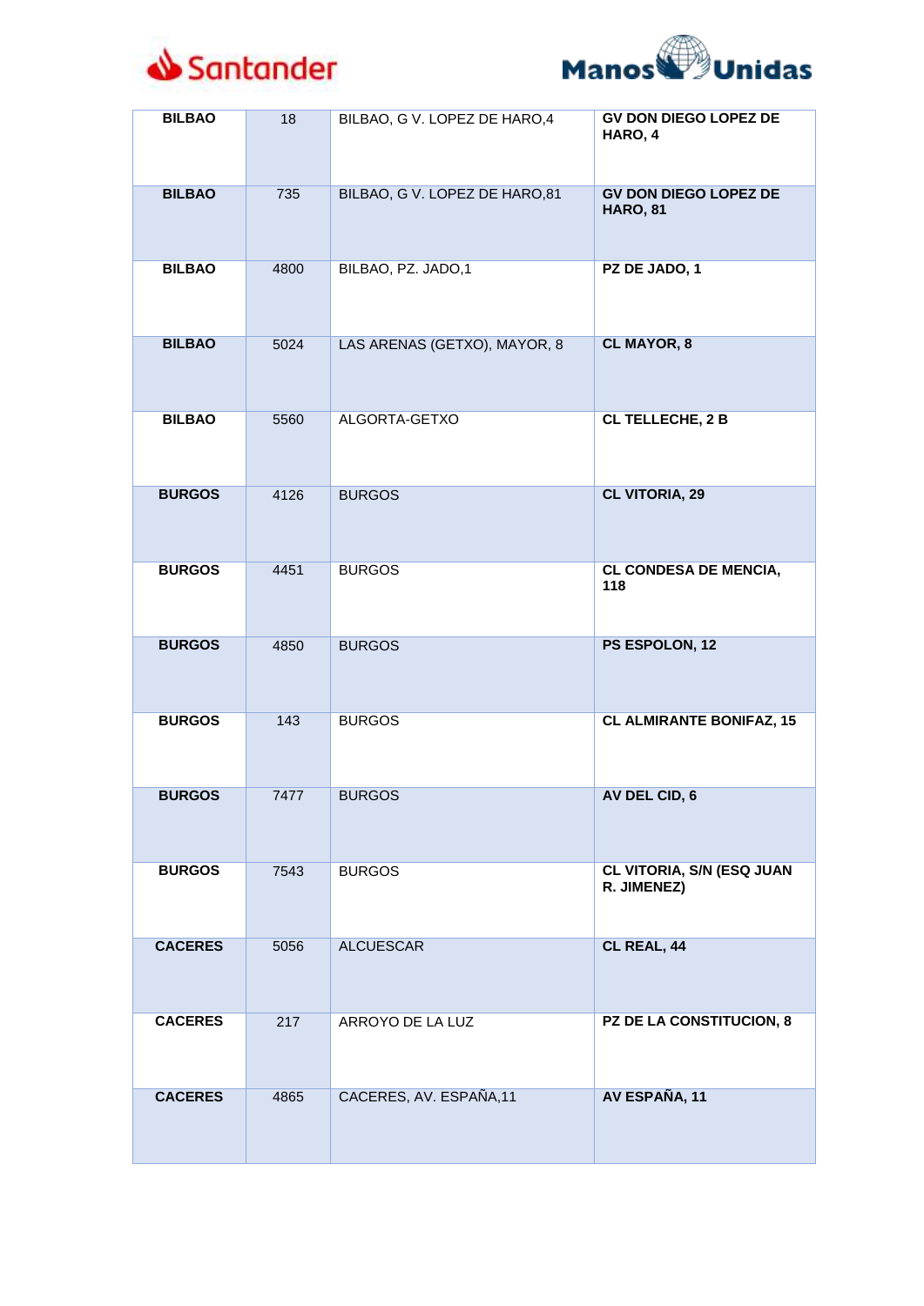| | | | |
|---|---|---|---|
| **BILBAO** | 18 | BILBAO, G V. LOPEZ DE HARO,4 | **GV DON DIEGO LOPEZ DE HARO, 4** |
| **BILBAO** | 735 | BILBAO, G V. LOPEZ DE HARO,81 | **GV DON DIEGO LOPEZ DE HARO, 81** |
| **BILBAO** | 4800 | BILBAO, PZ. JADO,1 | **PZ DE JADO, 1** |
| **BILBAO** | 5024 | LAS ARENAS (GETXO), MAYOR, 8 | **CL MAYOR, 8** |
| **BILBAO** | 5560 | ALGORTA-GETXO | **CL TELLECHE, 2 B** |
| **BURGOS** | 4126 | BURGOS | **CL VITORIA, 29** |
| **BURGOS** | 4451 | BURGOS | **CL CONDESA DE MENCIA, 118** |
| **BURGOS** | 4850 | BURGOS | **PS ESPOLON, 12** |
| **BURGOS** | 143 | BURGOS | **CL ALMIRANTE BONIFAZ, 15** |
| **BURGOS** | 7477 | BURGOS | **AV DEL CID, 6** |
| **BURGOS** | 7543 | BURGOS | **CL VITORIA, S/N (ESQ JUAN R. JIMENEZ)** |
| **CACERES** | 5056 | ALCUESCAR | **CL REAL, 44** |
| **CACERES** | 217 | ARROYO DE LA LUZ | **PZ DE LA CONSTITUCION, 8** |
| **CACERES** | 4865 | CACERES, AV. ESPAÑA,11 | **AV ESPAÑA, 11** |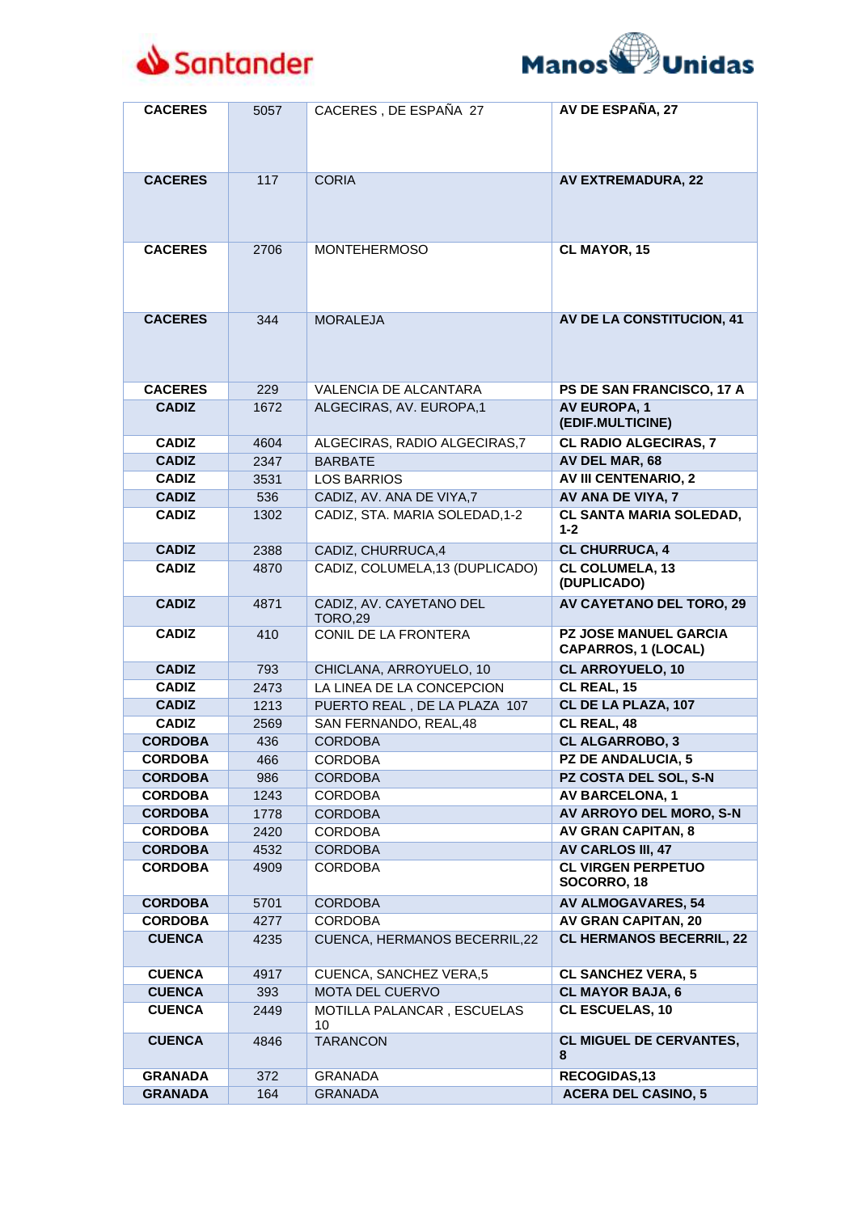| CACERES | 5057 | CACERES , DE ESPAÑA 27 | AV DE ESPAÑA, 27 |
|---|---|---|---|
| CACERES | 117 | CORIA | AV EXTREMADURA, 22 |
| CACERES | 2706 | MONTEHERMOSO | CL MAYOR, 15 |
| CACERES | 344 | MORALEJA | AV DE LA CONSTITUCION, 41 |
| CACERES | 229 | VALENCIA DE ALCANTARA | PS DE SAN FRANCISCO, 17 A |
| CADIZ | 1672 | ALGECIRAS, AV. EUROPA,1 | AV EUROPA, 1 (EDIF.MULTICINE) |
| CADIZ | 4604 | ALGECIRAS, RADIO ALGECIRAS,7 | CL RADIO ALGECIRAS, 7 |
| CADIZ | 2347 | BARBATE | AV DEL MAR, 68 |
| CADIZ | 3531 | LOS BARRIOS | AV III CENTENARIO, 2 |
| CADIZ | 536 | CADIZ, AV. ANA DE VIYA,7 | AV ANA DE VIYA, 7 |
| CADIZ | 1302 | CADIZ, STA. MARIA SOLEDAD,1-2 | CL SANTA MARIA SOLEDAD, 1-2 |
| CADIZ | 2388 | CADIZ, CHURRUCA,4 | CL CHURRUCA, 4 |
| CADIZ | 4870 | CADIZ, COLUMELA,13 (DUPLICADO) | CL COLUMELA, 13 (DUPLICADO) |
| CADIZ | 4871 | CADIZ, AV. CAYETANO DEL TORO,29 | AV CAYETANO DEL TORO, 29 |
| CADIZ | 410 | CONIL DE LA FRONTERA | PZ JOSE MANUEL GARCIA CAPARROS, 1 (LOCAL) |
| CADIZ | 793 | CHICLANA, ARROYUELO, 10 | CL ARROYUELO, 10 |
| CADIZ | 2473 | LA LINEA DE LA CONCEPCION | CL REAL, 15 |
| CADIZ | 1213 | PUERTO REAL , DE LA PLAZA 107 | CL DE LA PLAZA, 107 |
| CADIZ | 2569 | SAN FERNANDO, REAL,48 | CL REAL, 48 |
| CORDOBA | 436 | CORDOBA | CL ALGARROBO, 3 |
| CORDOBA | 466 | CORDOBA | PZ DE ANDALUCIA, 5 |
| CORDOBA | 986 | CORDOBA | PZ COSTA DEL SOL, S-N |
| CORDOBA | 1243 | CORDOBA | AV BARCELONA, 1 |
| CORDOBA | 1778 | CORDOBA | AV ARROYO DEL MORO, S-N |
| CORDOBA | 2420 | CORDOBA | AV GRAN CAPITAN, 8 |
| CORDOBA | 4532 | CORDOBA | AV CARLOS III, 47 |
| CORDOBA | 4909 | CORDOBA | CL VIRGEN PERPETUO SOCORRO, 18 |
| CORDOBA | 5701 | CORDOBA | AV ALMOGAVARES, 54 |
| CORDOBA | 4277 | CORDOBA | AV GRAN CAPITAN, 20 |
| CUENCA | 4235 | CUENCA, HERMANOS BECERRIL,22 | CL HERMANOS BECERRIL, 22 |
| CUENCA | 4917 | CUENCA, SANCHEZ VERA,5 | CL SANCHEZ VERA, 5 |
| CUENCA | 393 | MOTA DEL CUERVO | CL MAYOR BAJA, 6 |
| CUENCA | 2449 | MOTILLA PALANCAR , ESCUELAS 10 | CL ESCUELAS, 10 |
| CUENCA | 4846 | TARANCON | CL MIGUEL DE CERVANTES, 8 |
| GRANADA | 372 | GRANADA | RECOGIDAS,13 |
| GRANADA | 164 | GRANADA | ACERA DEL CASINO, 5 |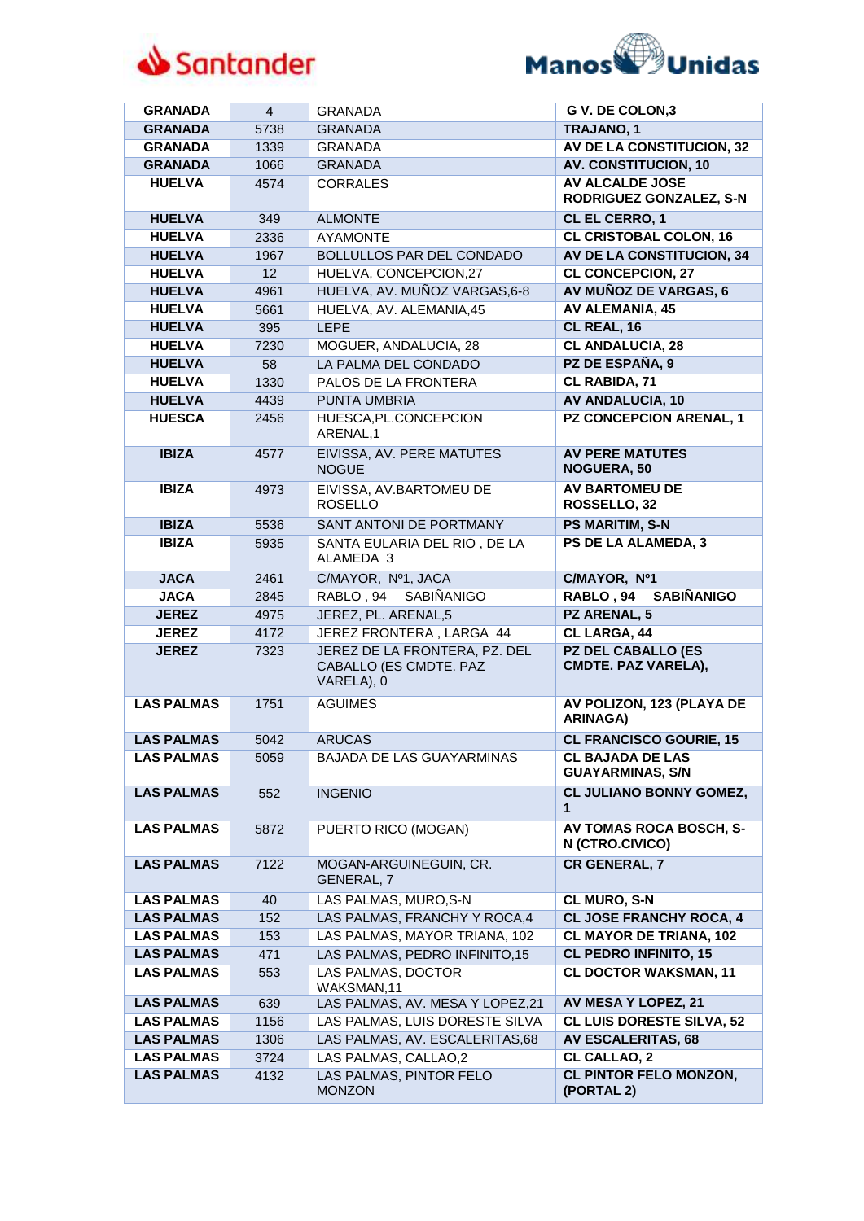| GRANADA | 4 | GRANADA | G V. DE COLON,3 |
|---|---|---|---|
| GRANADA | 5738 | GRANADA | TRAJANO, 1 |
| GRANADA | 1339 | GRANADA | AV DE LA CONSTITUCION, 32 |
| GRANADA | 1066 | GRANADA | AV. CONSTITUCION, 10 |
| HUELVA | 4574 | CORRALES | AV ALCALDE JOSE RODRIGUEZ GONZALEZ, S-N |
| HUELVA | 349 | ALMONTE | CL EL CERRO, 1 |
| HUELVA | 2336 | AYAMONTE | CL CRISTOBAL COLON, 16 |
| HUELVA | 1967 | BOLLULLOS PAR DEL CONDADO | AV DE LA CONSTITUCION, 34 |
| HUELVA | 12 | HUELVA, CONCEPCION,27 | CL CONCEPCION, 27 |
| HUELVA | 4961 | HUELVA, AV. MUÑOZ VARGAS,6-8 | AV MUÑOZ DE VARGAS, 6 |
| HUELVA | 5661 | HUELVA, AV. ALEMANIA,45 | AV ALEMANIA, 45 |
| HUELVA | 395 | LEPE | CL REAL, 16 |
| HUELVA | 7230 | MOGUER, ANDALUCIA, 28 | CL ANDALUCIA, 28 |
| HUELVA | 58 | LA PALMA DEL CONDADO | PZ DE ESPAÑA, 9 |
| HUELVA | 1330 | PALOS DE LA FRONTERA | CL RABIDA, 71 |
| HUELVA | 4439 | PUNTA UMBRIA | AV ANDALUCIA, 10 |
| HUESCA | 2456 | HUESCA,PL.CONCEPCION ARENAL,1 | PZ CONCEPCION ARENAL, 1 |
| IBIZA | 4577 | EIVISSA, AV. PERE MATUTES NOGUE | AV PERE MATUTES NOGUERA, 50 |
| IBIZA | 4973 | EIVISSA, AV.BARTOMEU DE ROSELLO | AV BARTOMEU DE ROSSELLO, 32 |
| IBIZA | 5536 | SANT ANTONI DE PORTMANY | PS MARITIM, S-N |
| IBIZA | 5935 | SANTA EULARIA DEL RIO , DE LA ALAMEDA 3 | PS DE LA ALAMEDA, 3 |
| JACA | 2461 | C/MAYOR, Nº1, JACA | C/MAYOR, Nº1 |
| JACA | 2845 | RABLO , 94 SABIÑANIGO | RABLO , 94 SABIÑANIGO |
| JEREZ | 4975 | JEREZ, PL. ARENAL,5 | PZ ARENAL, 5 |
| JEREZ | 4172 | JEREZ FRONTERA , LARGA 44 | CL LARGA, 44 |
| JEREZ | 7323 | JEREZ DE LA FRONTERA, PZ. DEL CABALLO (ES CMDTE. PAZ VARELA), 0 | PZ DEL CABALLO (ES CMDTE. PAZ VARELA), |
| LAS PALMAS | 1751 | AGUIMES | AV POLIZON, 123 (PLAYA DE ARINAGA) |
| LAS PALMAS | 5042 | ARUCAS | CL FRANCISCO GOURIE, 15 |
| LAS PALMAS | 5059 | BAJADA DE LAS GUAYARMINAS | CL BAJADA DE LAS GUAYARMINAS, S/N |
| LAS PALMAS | 552 | INGENIO | CL JULIANO BONNY GOMEZ, 1 |
| LAS PALMAS | 5872 | PUERTO RICO (MOGAN) | AV TOMAS ROCA BOSCH, S-N (CTRO.CIVICO) |
| LAS PALMAS | 7122 | MOGAN-ARGUINEGUIN, CR. GENERAL, 7 | CR GENERAL, 7 |
| LAS PALMAS | 40 | LAS PALMAS, MURO,S-N | CL MURO, S-N |
| LAS PALMAS | 152 | LAS PALMAS, FRANCHY Y ROCA,4 | CL JOSE FRANCHY ROCA, 4 |
| LAS PALMAS | 153 | LAS PALMAS, MAYOR TRIANA, 102 | CL MAYOR DE TRIANA, 102 |
| LAS PALMAS | 471 | LAS PALMAS, PEDRO INFINITO,15 | CL PEDRO INFINITO, 15 |
| LAS PALMAS | 553 | LAS PALMAS, DOCTOR WAKSMAN,11 | CL DOCTOR WAKSMAN, 11 |
| LAS PALMAS | 639 | LAS PALMAS, AV. MESA Y LOPEZ,21 | AV MESA Y LOPEZ, 21 |
| LAS PALMAS | 1156 | LAS PALMAS, LUIS DORESTE SILVA | CL LUIS DORESTE SILVA, 52 |
| LAS PALMAS | 1306 | LAS PALMAS, AV. ESCALERITAS,68 | AV ESCALERITAS, 68 |
| LAS PALMAS | 3724 | LAS PALMAS, CALLAO,2 | CL CALLAO, 2 |
| LAS PALMAS | 4132 | LAS PALMAS, PINTOR FELO MONZON | CL PINTOR FELO MONZON, (PORTAL 2) |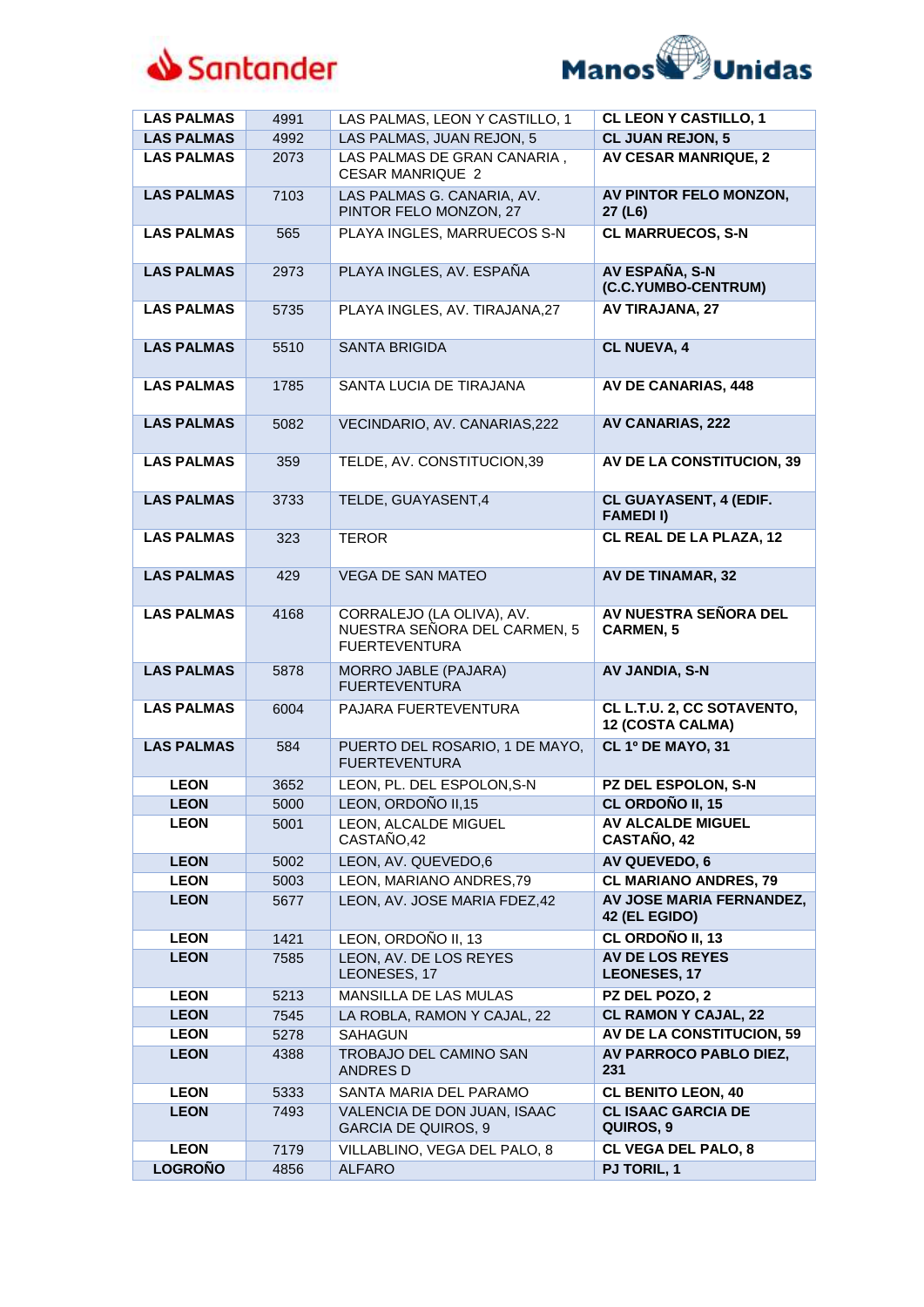| LAS PALMAS | 4991 | LAS PALMAS, LEON Y CASTILLO, 1 | CL LEON Y CASTILLO, 1 |
|---|---|---|---|
| LAS PALMAS | 4992 | LAS PALMAS, JUAN REJON, 5 | CL JUAN REJON, 5 |
| LAS PALMAS | 2073 | LAS PALMAS DE GRAN CANARIA , CESAR MANRIQUE 2 | AV CESAR MANRIQUE, 2 |
| LAS PALMAS | 7103 | LAS PALMAS G. CANARIA, AV. PINTOR FELO MONZON, 27 | AV PINTOR FELO MONZON, 27 (L6) |
| LAS PALMAS | 565 | PLAYA INGLES, MARRUECOS S-N | CL MARRUECOS, S-N |
| LAS PALMAS | 2973 | PLAYA INGLES, AV. ESPAÑA | AV ESPAÑA, S-N (C.C.YUMBO-CENTRUM) |
| LAS PALMAS | 5735 | PLAYA INGLES, AV. TIRAJANA,27 | AV TIRAJANA, 27 |
| LAS PALMAS | 5510 | SANTA BRIGIDA | CL NUEVA, 4 |
| LAS PALMAS | 1785 | SANTA LUCIA DE TIRAJANA | AV DE CANARIAS, 448 |
| LAS PALMAS | 5082 | VECINDARIO, AV. CANARIAS,222 | AV CANARIAS, 222 |
| LAS PALMAS | 359 | TELDE, AV. CONSTITUCION,39 | AV DE LA CONSTITUCION, 39 |
| LAS PALMAS | 3733 | TELDE, GUAYASENT,4 | CL GUAYASENT, 4 (EDIF. FAMEDI I) |
| LAS PALMAS | 323 | TEROR | CL REAL DE LA PLAZA, 12 |
| LAS PALMAS | 429 | VEGA DE SAN MATEO | AV DE TINAMAR, 32 |
| LAS PALMAS | 4168 | CORRALEJO (LA OLIVA), AV. NUESTRA SEÑORA DEL CARMEN, 5 FUERTEVENTURA | AV NUESTRA SEÑORA DEL CARMEN, 5 |
| LAS PALMAS | 5878 | MORRO JABLE (PAJARA) FUERTEVENTURA | AV JANDIA, S-N |
| LAS PALMAS | 6004 | PAJARA FUERTEVENTURA | CL L.T.U. 2, CC SOTAVENTO, 12 (COSTA CALMA) |
| LAS PALMAS | 584 | PUERTO DEL ROSARIO, 1 DE MAYO, FUERTEVENTURA | CL 1º DE MAYO, 31 |
| LEON | 3652 | LEON, PL. DEL ESPOLON,S-N | PZ DEL ESPOLON, S-N |
| LEON | 5000 | LEON, ORDOÑO II,15 | CL ORDOÑO II, 15 |
| LEON | 5001 | LEON, ALCALDE MIGUEL CASTAÑO,42 | AV ALCALDE MIGUEL CASTAÑO, 42 |
| LEON | 5002 | LEON, AV. QUEVEDO,6 | AV QUEVEDO, 6 |
| LEON | 5003 | LEON, MARIANO ANDRES,79 | CL MARIANO ANDRES, 79 |
| LEON | 5677 | LEON, AV. JOSE MARIA FDEZ,42 | AV JOSE MARIA FERNANDEZ, 42 (EL EGIDO) |
| LEON | 1421 | LEON, ORDOÑO II, 13 | CL ORDOÑO II, 13 |
| LEON | 7585 | LEON, AV. DE LOS REYES LEONESES, 17 | AV DE LOS REYES LEONESES, 17 |
| LEON | 5213 | MANSILLA DE LAS MULAS | PZ DEL POZO, 2 |
| LEON | 7545 | LA ROBLA, RAMON Y CAJAL, 22 | CL RAMON Y CAJAL, 22 |
| LEON | 5278 | SAHAGUN | AV DE LA CONSTITUCION, 59 |
| LEON | 4388 | TROBAJO DEL CAMINO SAN ANDRES D | AV PARROCO PABLO DIEZ, 231 |
| LEON | 5333 | SANTA MARIA DEL PARAMO | CL BENITO LEON, 40 |
| LEON | 7493 | VALENCIA DE DON JUAN, ISAAC GARCIA DE QUIROS, 9 | CL ISAAC GARCIA DE QUIROS, 9 |
| LEON | 7179 | VILLABLINO, VEGA DEL PALO, 8 | CL VEGA DEL PALO, 8 |
| LOGROÑO | 4856 | ALFARO | PJ TORIL, 1 |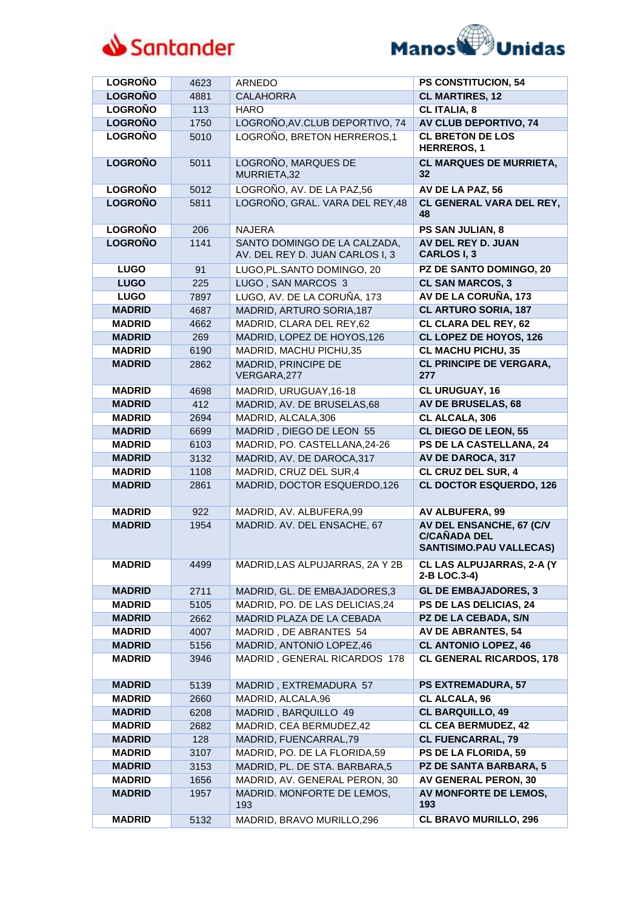| LOGROÑO | 4623 | ARNEDO | PS CONSTITUCION, 54 |
|---|---|---|---|
| LOGROÑO | 4881 | CALAHORRA | CL MARTIRES, 12 |
| LOGROÑO | 113 | HARO | CL ITALIA, 8 |
| LOGROÑO | 1750 | LOGROÑO,AV.CLUB DEPORTIVO, 74 | AV CLUB DEPORTIVO, 74 |
| LOGROÑO | 5010 | LOGROÑO, BRETON HERREROS,1 | CL BRETON DE LOS HERREROS, 1 |
| LOGROÑO | 5011 | LOGROÑO, MARQUES DE MURRIETA,32 | CL MARQUES DE MURRIETA, 32 |
| LOGROÑO | 5012 | LOGROÑO, AV. DE LA PAZ,56 | AV DE LA PAZ, 56 |
| LOGROÑO | 5811 | LOGROÑO, GRAL. VARA DEL REY,48 | CL GENERAL VARA DEL REY, 48 |
| LOGROÑO | 206 | NAJERA | PS SAN JULIAN, 8 |
| LOGROÑO | 1141 | SANTO DOMINGO DE LA CALZADA, AV. DEL REY D. JUAN CARLOS I, 3 | AV DEL REY D. JUAN CARLOS I, 3 |
| LUGO | 91 | LUGO,PL.SANTO DOMINGO, 20 | PZ DE SANTO DOMINGO, 20 |
| LUGO | 225 | LUGO , SAN MARCOS 3 | CL SAN MARCOS, 3 |
| LUGO | 7897 | LUGO, AV. DE LA CORUÑA, 173 | AV DE LA CORUÑA, 173 |
| MADRID | 4687 | MADRID, ARTURO SORIA,187 | CL ARTURO SORIA, 187 |
| MADRID | 4662 | MADRID, CLARA DEL REY,62 | CL CLARA DEL REY, 62 |
| MADRID | 269 | MADRID, LOPEZ DE HOYOS,126 | CL LOPEZ DE HOYOS, 126 |
| MADRID | 6190 | MADRID, MACHU PICHU,35 | CL MACHU PICHU, 35 |
| MADRID | 2862 | MADRID, PRINCIPE DE VERGARA,277 | CL PRINCIPE DE VERGARA, 277 |
| MADRID | 4698 | MADRID, URUGUAY,16-18 | CL URUGUAY, 16 |
| MADRID | 412 | MADRID, AV. DE BRUSELAS,68 | AV DE BRUSELAS, 68 |
| MADRID | 2694 | MADRID, ALCALA,306 | CL ALCALA, 306 |
| MADRID | 6699 | MADRID , DIEGO DE LEON 55 | CL DIEGO DE LEON, 55 |
| MADRID | 6103 | MADRID, PO. CASTELLANA,24-26 | PS DE LA CASTELLANA, 24 |
| MADRID | 3132 | MADRID, AV. DE DAROCA,317 | AV DE DAROCA, 317 |
| MADRID | 1108 | MADRID, CRUZ DEL SUR,4 | CL CRUZ DEL SUR, 4 |
| MADRID | 2861 | MADRID, DOCTOR ESQUERDO,126 | CL DOCTOR ESQUERDO, 126 |
| MADRID | 922 | MADRID, AV. ALBUFERA,99 | AV ALBUFERA, 99 |
| MADRID | 1954 | MADRID. AV. DEL ENSACHE, 67 | AV DEL ENSANCHE, 67 (C/V C/CAÑADA DEL SANTISIMO.PAU VALLECAS) |
| MADRID | 4499 | MADRID,LAS ALPUJARRAS, 2A Y 2B | CL LAS ALPUJARRAS, 2-A (Y 2-B LOC.3-4) |
| MADRID | 2711 | MADRID, GL. DE EMBAJADORES,3 | GL DE EMBAJADORES, 3 |
| MADRID | 5105 | MADRID, PO. DE LAS DELICIAS,24 | PS DE LAS DELICIAS, 24 |
| MADRID | 2662 | MADRID PLAZA DE LA CEBADA | PZ DE LA CEBADA, S/N |
| MADRID | 4007 | MADRID , DE ABRANTES 54 | AV DE ABRANTES, 54 |
| MADRID | 5156 | MADRID, ANTONIO LOPEZ,46 | CL ANTONIO LOPEZ, 46 |
| MADRID | 3946 | MADRID , GENERAL RICARDOS 178 | CL GENERAL RICARDOS, 178 |
| MADRID | 5139 | MADRID , EXTREMADURA 57 | PS EXTREMADURA, 57 |
| MADRID | 2660 | MADRID, ALCALA,96 | CL ALCALA, 96 |
| MADRID | 6208 | MADRID , BARQUILLO 49 | CL BARQUILLO, 49 |
| MADRID | 2682 | MADRID, CEA BERMUDEZ,42 | CL CEA BERMUDEZ, 42 |
| MADRID | 128 | MADRID, FUENCARRAL,79 | CL FUENCARRAL, 79 |
| MADRID | 3107 | MADRID, PO. DE LA FLORIDA,59 | PS DE LA FLORIDA, 59 |
| MADRID | 3153 | MADRID, PL. DE STA. BARBARA,5 | PZ DE SANTA BARBARA, 5 |
| MADRID | 1656 | MADRID, AV. GENERAL PERON, 30 | AV GENERAL PERON, 30 |
| MADRID | 1957 | MADRID. MONFORTE DE LEMOS, 193 | AV MONFORTE DE LEMOS, 193 |
| MADRID | 5132 | MADRID, BRAVO MURILLO,296 | CL BRAVO MURILLO, 296 |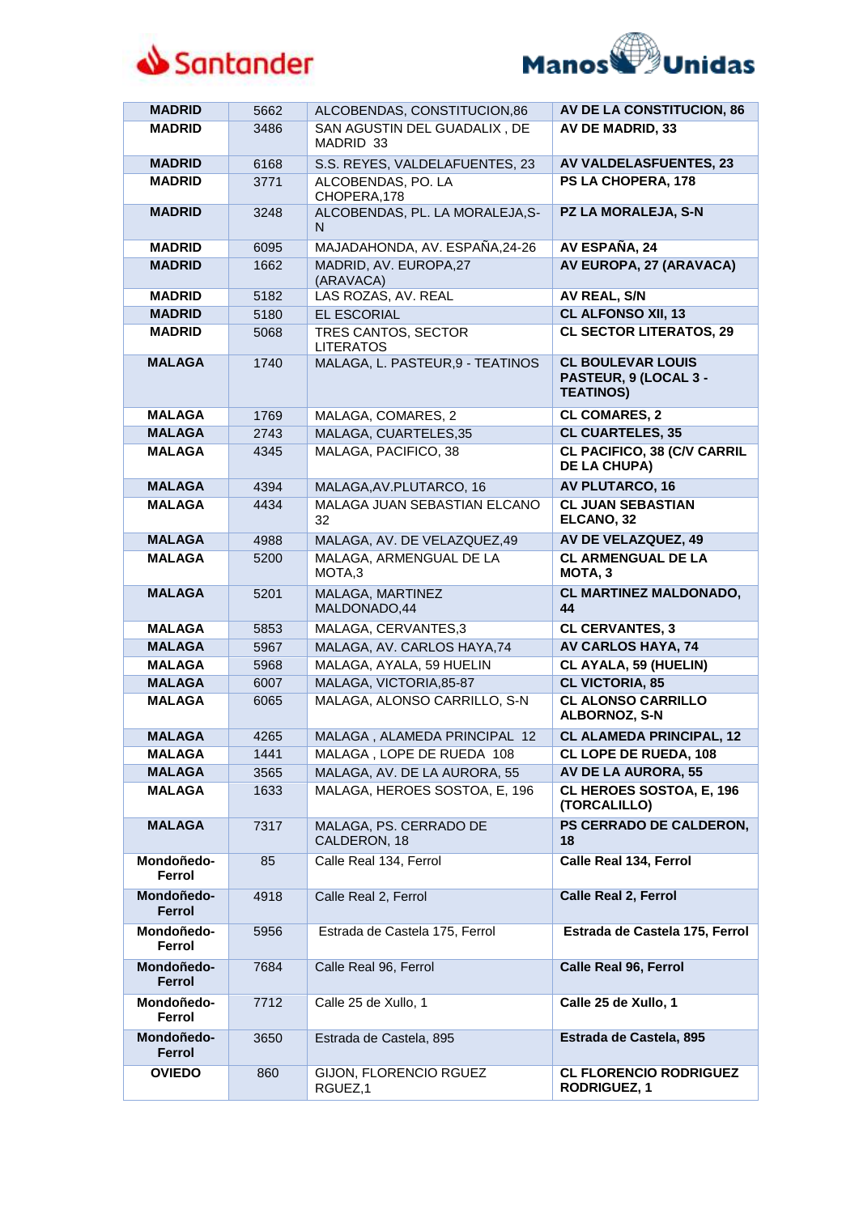| MADRID | 5662 | ALCOBENDAS, CONSTITUCION,86 | AV DE LA CONSTITUCION, 86 |
|---|---|---|---|
| MADRID | 3486 | SAN AGUSTIN DEL GUADALIX , DE MADRID 33 | AV DE MADRID, 33 |
| MADRID | 6168 | S.S. REYES, VALDELAFUENTES, 23 | AV VALDELASFUENTES, 23 |
| MADRID | 3771 | ALCOBENDAS, PO. LA CHOPERA,178 | PS LA CHOPERA, 178 |
| MADRID | 3248 | ALCOBENDAS, PL. LA MORALEJA,S-N | PZ LA MORALEJA, S-N |
| MADRID | 6095 | MAJADAHONDA, AV. ESPAÑA,24-26 | AV ESPAÑA, 24 |
| MADRID | 1662 | MADRID, AV. EUROPA,27 (ARAVACA) | AV EUROPA, 27 (ARAVACA) |
| MADRID | 5182 | LAS ROZAS, AV. REAL | AV REAL, S/N |
| MADRID | 5180 | EL ESCORIAL | CL ALFONSO XII, 13 |
| MADRID | 5068 | TRES CANTOS, SECTOR LITERATOS | CL SECTOR LITERATOS, 29 |
| MALAGA | 1740 | MALAGA, L. PASTEUR,9 - TEATINOS | CL BOULEVAR LOUIS PASTEUR, 9 (LOCAL 3 - TEATINOS) |
| MALAGA | 1769 | MALAGA, COMARES, 2 | CL COMARES, 2 |
| MALAGA | 2743 | MALAGA, CUARTELES,35 | CL CUARTELES, 35 |
| MALAGA | 4345 | MALAGA, PACIFICO, 38 | CL PACIFICO, 38 (C/V CARRIL DE LA CHUPA) |
| MALAGA | 4394 | MALAGA,AV.PLUTARCO, 16 | AV PLUTARCO, 16 |
| MALAGA | 4434 | MALAGA JUAN SEBASTIAN ELCANO 32 | CL JUAN SEBASTIAN ELCANO, 32 |
| MALAGA | 4988 | MALAGA, AV. DE VELAZQUEZ,49 | AV DE VELAZQUEZ, 49 |
| MALAGA | 5200 | MALAGA, ARMENGUAL DE LA MOTA,3 | CL ARMENGUAL DE LA MOTA, 3 |
| MALAGA | 5201 | MALAGA, MARTINEZ MALDONADO,44 | CL MARTINEZ MALDONADO, 44 |
| MALAGA | 5853 | MALAGA, CERVANTES,3 | CL CERVANTES, 3 |
| MALAGA | 5967 | MALAGA, AV. CARLOS HAYA,74 | AV CARLOS HAYA, 74 |
| MALAGA | 5968 | MALAGA, AYALA, 59 HUELIN | CL AYALA, 59 (HUELIN) |
| MALAGA | 6007 | MALAGA, VICTORIA,85-87 | CL VICTORIA, 85 |
| MALAGA | 6065 | MALAGA, ALONSO CARRILLO, S-N | CL ALONSO CARRILLO ALBORNOZ, S-N |
| MALAGA | 4265 | MALAGA , ALAMEDA PRINCIPAL 12 | CL ALAMEDA PRINCIPAL, 12 |
| MALAGA | 1441 | MALAGA , LOPE DE RUEDA 108 | CL LOPE DE RUEDA, 108 |
| MALAGA | 3565 | MALAGA, AV. DE LA AURORA, 55 | AV DE LA AURORA, 55 |
| MALAGA | 1633 | MALAGA, HEROES SOSTOA, E, 196 | CL HEROES SOSTOA, E, 196 (TORCALILLO) |
| MALAGA | 7317 | MALAGA, PS. CERRADO DE CALDERON, 18 | PS CERRADO DE CALDERON, 18 |
| Mondoñedo-Ferrol | 85 | Calle Real 134, Ferrol | Calle Real 134, Ferrol |
| Mondoñedo-Ferrol | 4918 | Calle Real 2, Ferrol | Calle Real 2, Ferrol |
| Mondoñedo-Ferrol | 5956 | Estrada de Castela 175, Ferrol | Estrada de Castela 175, Ferrol |
| Mondoñedo-Ferrol | 7684 | Calle Real 96, Ferrol | Calle Real 96, Ferrol |
| Mondoñedo-Ferrol | 7712 | Calle 25 de Xullo, 1 | Calle 25 de Xullo, 1 |
| Mondoñedo-Ferrol | 3650 | Estrada de Castela, 895 | Estrada de Castela, 895 |
| OVIEDO | 860 | GIJON, FLORENCIO RGUEZ RGUEZ,1 | CL FLORENCIO RODRIGUEZ RODRIGUEZ, 1 |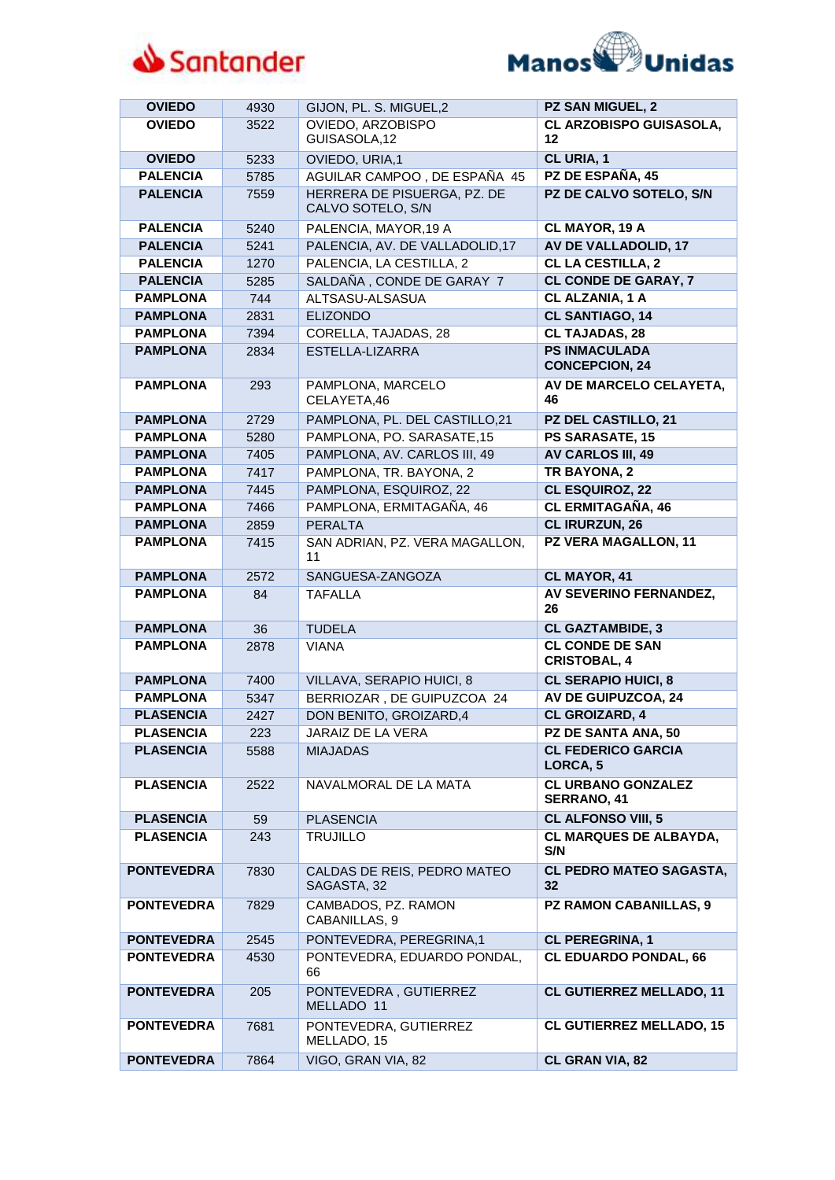| OVIEDO | 4930 | GIJON, PL. S. MIGUEL,2 | **PZ SAN MIGUEL, 2** |
|---|---|---|---|
| **OVIEDO** | 3522 | OVIEDO, ARZOBISPO GUISASOLA,12 | **CL ARZOBISPO GUISASOLA, 12** |
| **OVIEDO** | 5233 | OVIEDO, URIA,1 | **CL URIA, 1** |
| **PALENCIA** | 5785 | AGUILAR CAMPOO , DE ESPAÑA 45 | **PZ DE ESPAÑA, 45** |
| **PALENCIA** | 7559 | HERRERA DE PISUERGA, PZ. DE CALVO SOTELO, S/N | **PZ DE CALVO SOTELO, S/N** |
| **PALENCIA** | 5240 | PALENCIA, MAYOR,19 A | **CL MAYOR, 19 A** |
| **PALENCIA** | 5241 | PALENCIA, AV. DE VALLADOLID,17 | **AV DE VALLADOLID, 17** |
| **PALENCIA** | 1270 | PALENCIA, LA CESTILLA, 2 | **CL LA CESTILLA, 2** |
| **PALENCIA** | 5285 | SALDAÑA , CONDE DE GARAY 7 | **CL CONDE DE GARAY, 7** |
| **PAMPLONA** | 744 | ALTSASU-ALSASUA | **CL ALZANIA, 1 A** |
| **PAMPLONA** | 2831 | ELIZONDO | **CL SANTIAGO, 14** |
| **PAMPLONA** | 7394 | CORELLA, TAJADAS, 28 | **CL TAJADAS, 28** |
| **PAMPLONA** | 2834 | ESTELLA-LIZARRA | **PS INMACULADA CONCEPCION, 24** |
| **PAMPLONA** | 293 | PAMPLONA, MARCELO CELAYETA,46 | **AV DE MARCELO CELAYETA, 46** |
| **PAMPLONA** | 2729 | PAMPLONA, PL. DEL CASTILLO,21 | **PZ DEL CASTILLO, 21** |
| **PAMPLONA** | 5280 | PAMPLONA, PO. SARASATE,15 | **PS SARASATE, 15** |
| **PAMPLONA** | 7405 | PAMPLONA, AV. CARLOS III, 49 | **AV CARLOS III, 49** |
| **PAMPLONA** | 7417 | PAMPLONA, TR. BAYONA, 2 | **TR BAYONA, 2** |
| **PAMPLONA** | 7445 | PAMPLONA, ESQUIROZ, 22 | **CL ESQUIROZ, 22** |
| **PAMPLONA** | 7466 | PAMPLONA, ERMITAGAÑA, 46 | **CL ERMITAGAÑA, 46** |
| **PAMPLONA** | 2859 | PERALTA | **CL IRURZUN, 26** |
| **PAMPLONA** | 7415 | SAN ADRIAN, PZ. VERA MAGALLON, 11 | **PZ VERA MAGALLON, 11** |
| **PAMPLONA** | 2572 | SANGUESA-ZANGOZA | **CL MAYOR, 41** |
| **PAMPLONA** | 84 | TAFALLA | **AV SEVERINO FERNANDEZ, 26** |
| **PAMPLONA** | 36 | TUDELA | **CL GAZTAMBIDE, 3** |
| **PAMPLONA** | 2878 | VIANA | **CL CONDE DE SAN CRISTOBAL, 4** |
| **PAMPLONA** | 7400 | VILLAVA, SERAPIO HUICI, 8 | **CL SERAPIO HUICI, 8** |
| **PAMPLONA** | 5347 | BERRIOZAR , DE GUIPUZCOA 24 | **AV DE GUIPUZCOA, 24** |
| **PLASENCIA** | 2427 | DON BENITO, GROIZARD,4 | **CL GROIZARD, 4** |
| **PLASENCIA** | 223 | JARAIZ DE LA VERA | **PZ DE SANTA ANA, 50** |
| **PLASENCIA** | 5588 | MIAJADAS | **CL FEDERICO GARCIA LORCA, 5** |
| **PLASENCIA** | 2522 | NAVALMORAL DE LA MATA | **CL URBANO GONZALEZ SERRANO, 41** |
| **PLASENCIA** | 59 | PLASENCIA | **CL ALFONSO VIII, 5** |
| **PLASENCIA** | 243 | TRUJILLO | **CL MARQUES DE ALBAYDA, S/N** |
| **PONTEVEDRA** | 7830 | CALDAS DE REIS, PEDRO MATEO SAGASTA, 32 | **CL PEDRO MATEO SAGASTA, 32** |
| **PONTEVEDRA** | 7829 | CAMBADOS, PZ. RAMON CABANILLAS, 9 | **PZ RAMON CABANILLAS, 9** |
| **PONTEVEDRA** | 2545 | PONTEVEDRA, PEREGRINA,1 | **CL PEREGRINA, 1** |
| **PONTEVEDRA** | 4530 | PONTEVEDRA, EDUARDO PONDAL, 66 | **CL EDUARDO PONDAL, 66** |
| **PONTEVEDRA** | 205 | PONTEVEDRA , GUTIERREZ MELLADO 11 | **CL GUTIERREZ MELLADO, 11** |
| **PONTEVEDRA** | 7681 | PONTEVEDRA, GUTIERREZ MELLADO, 15 | **CL GUTIERREZ MELLADO, 15** |
| **PONTEVEDRA** | 7864 | VIGO, GRAN VIA, 82 | **CL GRAN VIA, 82** |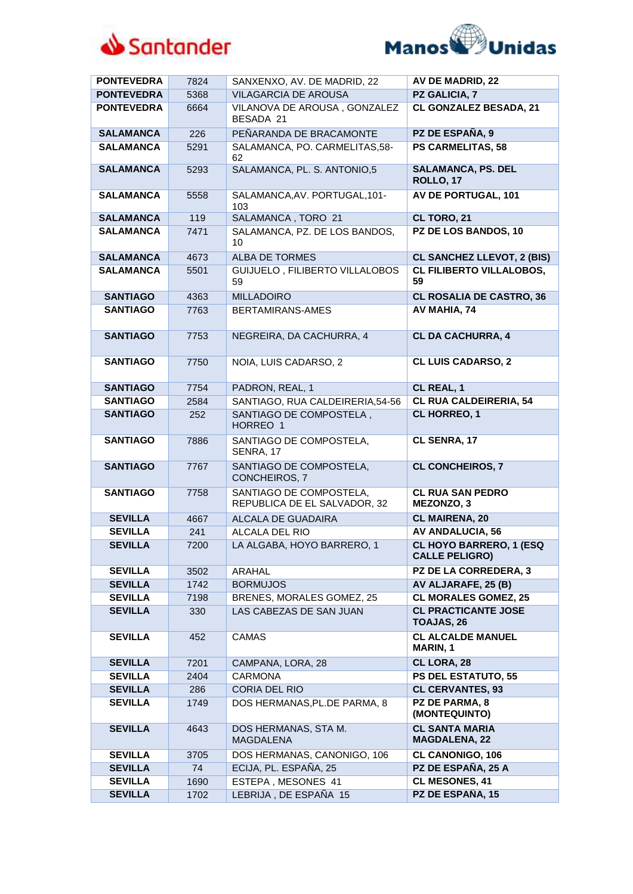| PONTEVEDRA | 7824 | SANXENXO, AV. DE MADRID, 22 | AV DE MADRID, 22 |
|---|---|---|---|
| PONTEVEDRA | 5368 | VILAGARCIA DE AROUSA | PZ GALICIA, 7 |
| PONTEVEDRA | 6664 | VILANOVA DE AROUSA , GONZALEZ BESADA 21 | CL GONZALEZ BESADA, 21 |
| SALAMANCA | 226 | PEÑARANDA DE BRACAMONTE | PZ DE ESPAÑA, 9 |
| SALAMANCA | 5291 | SALAMANCA, PO. CARMELITAS,58-62 | PS CARMELITAS, 58 |
| SALAMANCA | 5293 | SALAMANCA, PL. S. ANTONIO,5 | SALAMANCA, PS. DEL ROLLO, 17 |
| SALAMANCA | 5558 | SALAMANCA,AV. PORTUGAL,101-103 | AV DE PORTUGAL, 101 |
| SALAMANCA | 119 | SALAMANCA , TORO 21 | CL TORO, 21 |
| SALAMANCA | 7471 | SALAMANCA, PZ. DE LOS BANDOS, 10 | PZ DE LOS BANDOS, 10 |
| SALAMANCA | 4673 | ALBA DE TORMES | CL SANCHEZ LLEVOT, 2 (BIS) |
| SALAMANCA | 5501 | GUIJUELO , FILIBERTO VILLALOBOS 59 | CL FILIBERTO VILLALOBOS, 59 |
| SANTIAGO | 4363 | MILLADOIRO | CL ROSALIA DE CASTRO, 36 |
| SANTIAGO | 7763 | BERTAMIRANS-AMES | AV MAHIA, 74 |
| SANTIAGO | 7753 | NEGREIRA, DA CACHURRA, 4 | CL DA CACHURRA, 4 |
| SANTIAGO | 7750 | NOIA, LUIS CADARSO, 2 | CL LUIS CADARSO, 2 |
| SANTIAGO | 7754 | PADRON, REAL, 1 | CL REAL, 1 |
| SANTIAGO | 2584 | SANTIAGO, RUA CALDEIRERIA,54-56 | CL RUA CALDEIRERIA, 54 |
| SANTIAGO | 252 | SANTIAGO DE COMPOSTELA , HORREO 1 | CL HORREO, 1 |
| SANTIAGO | 7886 | SANTIAGO DE COMPOSTELA, SENRA, 17 | CL SENRA, 17 |
| SANTIAGO | 7767 | SANTIAGO DE COMPOSTELA, CONCHEIROS, 7 | CL CONCHEIROS, 7 |
| SANTIAGO | 7758 | SANTIAGO DE COMPOSTELA, REPUBLICA DE EL SALVADOR, 32 | CL RUA SAN PEDRO MEZONZO, 3 |
| SEVILLA | 4667 | ALCALA DE GUADAIRA | CL MAIRENA, 20 |
| SEVILLA | 241 | ALCALA DEL RIO | AV ANDALUCIA, 56 |
| SEVILLA | 7200 | LA ALGABA, HOYO BARRERO, 1 | CL HOYO BARRERO, 1 (ESQ CALLE PELIGRO) |
| SEVILLA | 3502 | ARAHAL | PZ DE LA CORREDERA, 3 |
| SEVILLA | 1742 | BORMUJOS | AV ALJARAFE, 25 (B) |
| SEVILLA | 7198 | BRENES, MORALES GOMEZ, 25 | CL MORALES GOMEZ, 25 |
| SEVILLA | 330 | LAS CABEZAS DE SAN JUAN | CL PRACTICANTE JOSE TOAJAS, 26 |
| SEVILLA | 452 | CAMAS | CL ALCALDE MANUEL MARIN, 1 |
| SEVILLA | 7201 | CAMPANA, LORA, 28 | CL LORA, 28 |
| SEVILLA | 2404 | CARMONA | PS DEL ESTATUTO, 55 |
| SEVILLA | 286 | CORIA DEL RIO | CL CERVANTES, 93 |
| SEVILLA | 1749 | DOS HERMANAS,PL.DE PARMA, 8 | PZ DE PARMA, 8 (MONTEQUINTO) |
| SEVILLA | 4643 | DOS HERMANAS, STA M. MAGDALENA | CL SANTA MARIA MAGDALENA, 22 |
| SEVILLA | 3705 | DOS HERMANAS, CANONIGO, 106 | CL CANONIGO, 106 |
| SEVILLA | 74 | ECIJA, PL. ESPAÑA, 25 | PZ DE ESPAÑA, 25 A |
| SEVILLA | 1690 | ESTEPA , MESONES 41 | CL MESONES, 41 |
| SEVILLA | 1702 | LEBRIJA , DE ESPAÑA 15 | PZ DE ESPAÑA, 15 |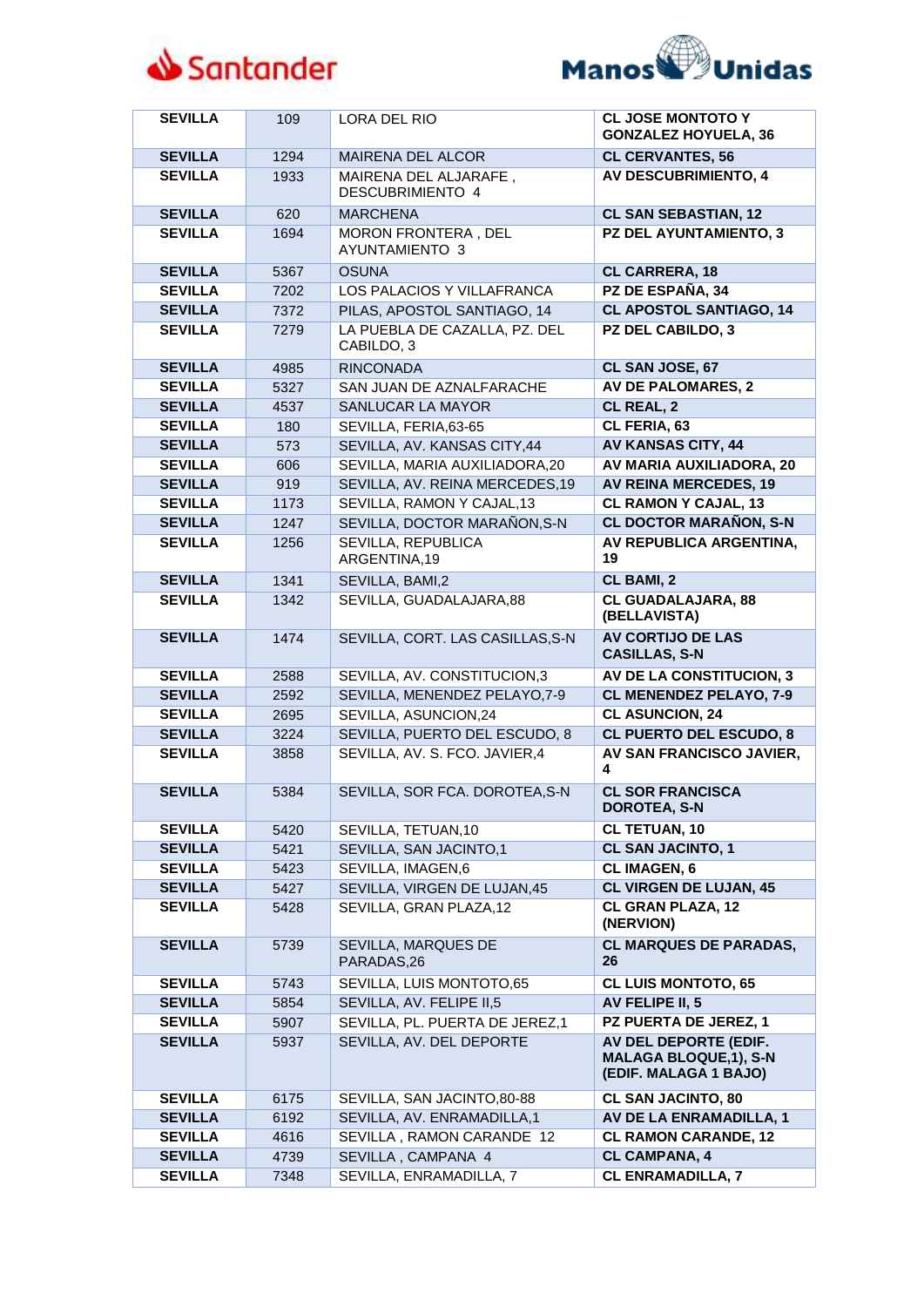| SEVILLA | 109 | LORA DEL RIO | CL JOSE MONTOTO Y GONZALEZ HOYUELA, 36 |
|---|---|---|---|
| SEVILLA | 1294 | MAIRENA DEL ALCOR | CL CERVANTES, 56 |
| SEVILLA | 1933 | MAIRENA DEL ALJARAFE , DESCUBRIMIENTO 4 | AV DESCUBRIMIENTO, 4 |
| SEVILLA | 620 | MARCHENA | CL SAN SEBASTIAN, 12 |
| SEVILLA | 1694 | MORON FRONTERA , DEL AYUNTAMIENTO 3 | PZ DEL AYUNTAMIENTO, 3 |
| SEVILLA | 5367 | OSUNA | CL CARRERA, 18 |
| SEVILLA | 7202 | LOS PALACIOS Y VILLAFRANCA | PZ DE ESPAÑA, 34 |
| SEVILLA | 7372 | PILAS, APOSTOL SANTIAGO, 14 | CL APOSTOL SANTIAGO, 14 |
| SEVILLA | 7279 | LA PUEBLA DE CAZALLA, PZ. DEL CABILDO, 3 | PZ DEL CABILDO, 3 |
| SEVILLA | 4985 | RINCONADA | CL SAN JOSE, 67 |
| SEVILLA | 5327 | SAN JUAN DE AZNALFARACHE | AV DE PALOMARES, 2 |
| SEVILLA | 4537 | SANLUCAR LA MAYOR | CL REAL, 2 |
| SEVILLA | 180 | SEVILLA, FERIA,63-65 | CL FERIA, 63 |
| SEVILLA | 573 | SEVILLA, AV. KANSAS CITY,44 | AV KANSAS CITY, 44 |
| SEVILLA | 606 | SEVILLA, MARIA AUXILIADORA,20 | AV MARIA AUXILIADORA, 20 |
| SEVILLA | 919 | SEVILLA, AV. REINA MERCEDES,19 | AV REINA MERCEDES, 19 |
| SEVILLA | 1173 | SEVILLA, RAMON Y CAJAL,13 | CL RAMON Y CAJAL, 13 |
| SEVILLA | 1247 | SEVILLA, DOCTOR MARAÑON,S-N | CL DOCTOR MARAÑON, S-N |
| SEVILLA | 1256 | SEVILLA, REPUBLICA ARGENTINA,19 | AV REPUBLICA ARGENTINA, 19 |
| SEVILLA | 1341 | SEVILLA, BAMI,2 | CL BAMI, 2 |
| SEVILLA | 1342 | SEVILLA, GUADALAJARA,88 | CL GUADALAJARA, 88 (BELLAVISTA) |
| SEVILLA | 1474 | SEVILLA, CORT. LAS CASILLAS,S-N | AV CORTIJO DE LAS CASILLAS, S-N |
| SEVILLA | 2588 | SEVILLA, AV. CONSTITUCION,3 | AV DE LA CONSTITUCION, 3 |
| SEVILLA | 2592 | SEVILLA, MENENDEZ PELAYO,7-9 | CL MENENDEZ PELAYO, 7-9 |
| SEVILLA | 2695 | SEVILLA, ASUNCION,24 | CL ASUNCION, 24 |
| SEVILLA | 3224 | SEVILLA, PUERTO DEL ESCUDO, 8 | CL PUERTO DEL ESCUDO, 8 |
| SEVILLA | 3858 | SEVILLA, AV. S. FCO. JAVIER,4 | AV SAN FRANCISCO JAVIER, 4 |
| SEVILLA | 5384 | SEVILLA, SOR FCA. DOROTEA,S-N | CL SOR FRANCISCA DOROTEA, S-N |
| SEVILLA | 5420 | SEVILLA, TETUAN,10 | CL TETUAN, 10 |
| SEVILLA | 5421 | SEVILLA, SAN JACINTO,1 | CL SAN JACINTO, 1 |
| SEVILLA | 5423 | SEVILLA, IMAGEN,6 | CL IMAGEN, 6 |
| SEVILLA | 5427 | SEVILLA, VIRGEN DE LUJAN,45 | CL VIRGEN DE LUJAN, 45 |
| SEVILLA | 5428 | SEVILLA, GRAN PLAZA,12 | CL GRAN PLAZA, 12 (NERVION) |
| SEVILLA | 5739 | SEVILLA, MARQUES DE PARADAS,26 | CL MARQUES DE PARADAS, 26 |
| SEVILLA | 5743 | SEVILLA, LUIS MONTOTO,65 | CL LUIS MONTOTO, 65 |
| SEVILLA | 5854 | SEVILLA, AV. FELIPE II,5 | AV FELIPE II, 5 |
| SEVILLA | 5907 | SEVILLA, PL. PUERTA DE JEREZ,1 | PZ PUERTA DE JEREZ, 1 |
| SEVILLA | 5937 | SEVILLA, AV. DEL DEPORTE | AV DEL DEPORTE (EDIF. MALAGA BLOQUE,1), S-N (EDIF. MALAGA 1 BAJO) |
| SEVILLA | 6175 | SEVILLA, SAN JACINTO,80-88 | CL SAN JACINTO, 80 |
| SEVILLA | 6192 | SEVILLA, AV. ENRAMADILLA,1 | AV DE LA ENRAMADILLA, 1 |
| SEVILLA | 4616 | SEVILLA , RAMON CARANDE 12 | CL RAMON CARANDE, 12 |
| SEVILLA | 4739 | SEVILLA , CAMPANA 4 | CL CAMPANA, 4 |
| SEVILLA | 7348 | SEVILLA, ENRAMADILLA, 7 | CL ENRAMADILLA, 7 |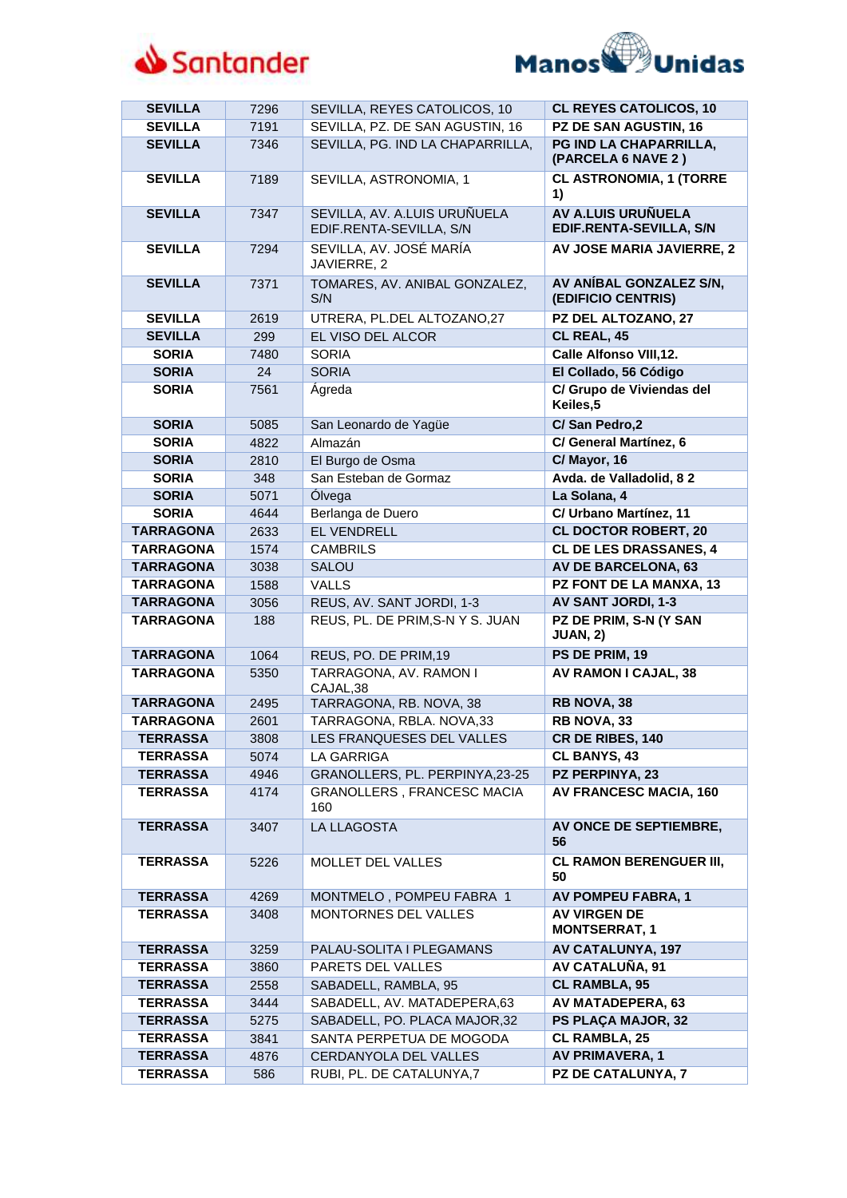| SEVILLA | 7296 | SEVILLA, REYES CATOLICOS, 10 | CL REYES CATOLICOS, 10 |
|---|---|---|---|
| SEVILLA | 7191 | SEVILLA, PZ. DE SAN AGUSTIN, 16 | PZ DE SAN AGUSTIN, 16 |
| SEVILLA | 7346 | SEVILLA, PG. IND LA CHAPARRILLA, | PG IND LA CHAPARRILLA, (PARCELA 6 NAVE 2 ) |
| SEVILLA | 7189 | SEVILLA, ASTRONOMIA, 1 | CL ASTRONOMIA, 1 (TORRE 1) |
| SEVILLA | 7347 | SEVILLA, AV. A.LUIS URUÑUELA EDIF.RENTA-SEVILLA, S/N | AV A.LUIS URUÑUELA EDIF.RENTA-SEVILLA, S/N |
| SEVILLA | 7294 | SEVILLA, AV. JOSÉ MARÍA JAVIERRE, 2 | AV JOSE MARIA JAVIERRE, 2 |
| SEVILLA | 7371 | TOMARES, AV. ANIBAL GONZALEZ, S/N | AV ANÍBAL GONZALEZ S/N, (EDIFICIO CENTRIS) |
| SEVILLA | 2619 | UTRERA, PL.DEL ALTOZANO,27 | PZ DEL ALTOZANO, 27 |
| SEVILLA | 299 | EL VISO DEL ALCOR | CL REAL, 45 |
| SORIA | 7480 | SORIA | Calle Alfonso VIII,12. |
| SORIA | 24 | SORIA | El Collado, 56 Código |
| SORIA | 7561 | Ágreda | C/ Grupo de Viviendas del Keiles,5 |
| SORIA | 5085 | San Leonardo de Yagüe | C/ San Pedro,2 |
| SORIA | 4822 | Almazán | C/ General Martínez, 6 |
| SORIA | 2810 | El Burgo de Osma | C/ Mayor, 16 |
| SORIA | 348 | San Esteban de Gormaz | Avda. de Valladolid, 8 2 |
| SORIA | 5071 | Ólvega | La Solana, 4 |
| SORIA | 4644 | Berlanga de Duero | C/ Urbano Martínez, 11 |
| TARRAGONA | 2633 | EL VENDRELL | CL DOCTOR ROBERT, 20 |
| TARRAGONA | 1574 | CAMBRILS | CL DE LES DRASSANES, 4 |
| TARRAGONA | 3038 | SALOU | AV DE BARCELONA, 63 |
| TARRAGONA | 1588 | VALLS | PZ FONT DE LA MANXA, 13 |
| TARRAGONA | 3056 | REUS, AV. SANT JORDI, 1-3 | AV SANT JORDI, 1-3 |
| TARRAGONA | 188 | REUS, PL. DE PRIM,S-N Y S. JUAN | PZ DE PRIM, S-N (Y SAN JUAN, 2) |
| TARRAGONA | 1064 | REUS, PO. DE PRIM,19 | PS DE PRIM, 19 |
| TARRAGONA | 5350 | TARRAGONA, AV. RAMON I CAJAL,38 | AV RAMON I CAJAL, 38 |
| TARRAGONA | 2495 | TARRAGONA, RB. NOVA, 38 | RB NOVA, 38 |
| TARRAGONA | 2601 | TARRAGONA, RBLA. NOVA,33 | RB NOVA, 33 |
| TERRASSA | 3808 | LES FRANQUESES DEL VALLES | CR DE RIBES, 140 |
| TERRASSA | 5074 | LA GARRIGA | CL BANYS, 43 |
| TERRASSA | 4946 | GRANOLLERS, PL. PERPINYA,23-25 | PZ PERPINYA, 23 |
| TERRASSA | 4174 | GRANOLLERS , FRANCESC MACIA 160 | AV FRANCESC MACIA, 160 |
| TERRASSA | 3407 | LA LLAGOSTA | AV ONCE DE SEPTIEMBRE, 56 |
| TERRASSA | 5226 | MOLLET DEL VALLES | CL RAMON BERENGUER III, 50 |
| TERRASSA | 4269 | MONTMELO , POMPEU FABRA 1 | AV POMPEU FABRA, 1 |
| TERRASSA | 3408 | MONTORNES DEL VALLES | AV VIRGEN DE MONTSERRAT, 1 |
| TERRASSA | 3259 | PALAU-SOLITA I PLEGAMANS | AV CATALUNYA, 197 |
| TERRASSA | 3860 | PARETS DEL VALLES | AV CATALUÑA, 91 |
| TERRASSA | 2558 | SABADELL, RAMBLA, 95 | CL RAMBLA, 95 |
| TERRASSA | 3444 | SABADELL, AV. MATADEPERA,63 | AV MATADEPERA, 63 |
| TERRASSA | 5275 | SABADELL, PO. PLACA MAJOR,32 | PS PLAÇA MAJOR, 32 |
| TERRASSA | 3841 | SANTA PERPETUA DE MOGODA | CL RAMBLA, 25 |
| TERRASSA | 4876 | CERDANYOLA DEL VALLES | AV PRIMAVERA, 1 |
| TERRASSA | 586 | RUBI, PL. DE CATALUNYA,7 | PZ DE CATALUNYA, 7 |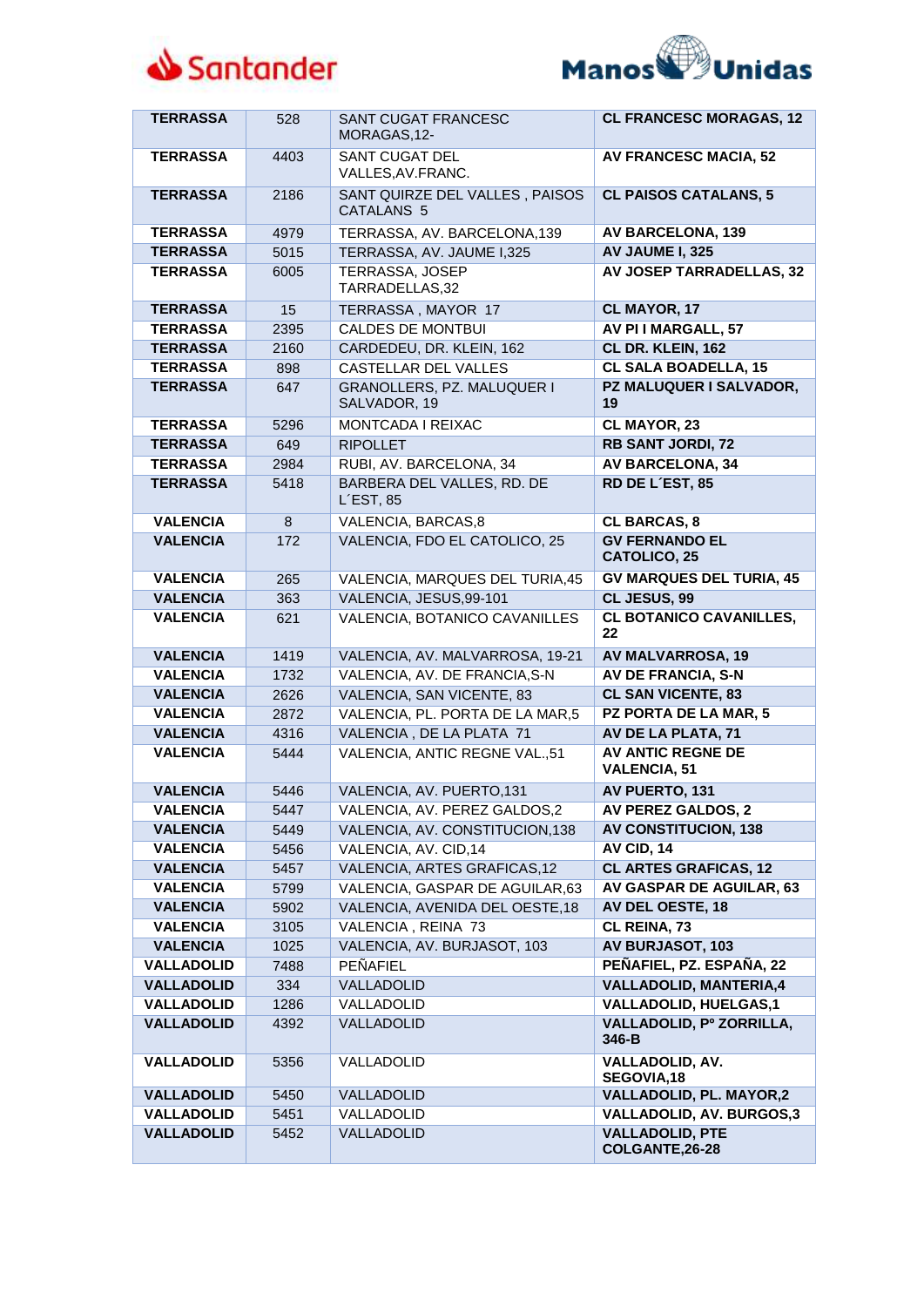| TERRASSA | 528 | SANT CUGAT FRANCESC MORAGAS,12- | CL FRANCESC MORAGAS, 12 |
|---|---|---|---|
| TERRASSA | 4403 | SANT CUGAT DEL VALLES,AV.FRANC. | AV FRANCESC MACIA, 52 |
| TERRASSA | 2186 | SANT QUIRZE DEL VALLES , PAISOS CATALANS 5 | CL PAISOS CATALANS, 5 |
| TERRASSA | 4979 | TERRASSA, AV. BARCELONA,139 | AV BARCELONA, 139 |
| TERRASSA | 5015 | TERRASSA, AV. JAUME I,325 | AV JAUME I, 325 |
| TERRASSA | 6005 | TERRASSA, JOSEP TARRADELLAS,32 | AV JOSEP TARRADELLAS, 32 |
| TERRASSA | 15 | TERRASSA , MAYOR 17 | CL MAYOR, 17 |
| TERRASSA | 2395 | CALDES DE MONTBUI | AV PI I MARGALL, 57 |
| TERRASSA | 2160 | CARDEDEU, DR. KLEIN, 162 | CL DR. KLEIN, 162 |
| TERRASSA | 898 | CASTELLAR DEL VALLES | CL SALA BOADELLA, 15 |
| TERRASSA | 647 | GRANOLLERS, PZ. MALUQUER I SALVADOR, 19 | PZ MALUQUER I SALVADOR, 19 |
| TERRASSA | 5296 | MONTCADA I REIXAC | CL MAYOR, 23 |
| TERRASSA | 649 | RIPOLLET | RB SANT JORDI, 72 |
| TERRASSA | 2984 | RUBI, AV. BARCELONA, 34 | AV BARCELONA, 34 |
| TERRASSA | 5418 | BARBERA DEL VALLES, RD. DE L´EST, 85 | RD DE L´EST, 85 |
| VALENCIA | 8 | VALENCIA, BARCAS,8 | CL BARCAS, 8 |
| VALENCIA | 172 | VALENCIA, FDO EL CATOLICO, 25 | GV FERNANDO EL CATOLICO, 25 |
| VALENCIA | 265 | VALENCIA, MARQUES DEL TURIA,45 | GV MARQUES DEL TURIA, 45 |
| VALENCIA | 363 | VALENCIA, JESUS,99-101 | CL JESUS, 99 |
| VALENCIA | 621 | VALENCIA, BOTANICO CAVANILLES | CL BOTANICO CAVANILLES, 22 |
| VALENCIA | 1419 | VALENCIA, AV. MALVARROSA, 19-21 | AV MALVARROSA, 19 |
| VALENCIA | 1732 | VALENCIA, AV. DE FRANCIA,S-N | AV DE FRANCIA, S-N |
| VALENCIA | 2626 | VALENCIA, SAN VICENTE, 83 | CL SAN VICENTE, 83 |
| VALENCIA | 2872 | VALENCIA, PL. PORTA DE LA MAR,5 | PZ PORTA DE LA MAR, 5 |
| VALENCIA | 4316 | VALENCIA , DE LA PLATA 71 | AV DE LA PLATA, 71 |
| VALENCIA | 5444 | VALENCIA, ANTIC REGNE VAL.,51 | AV ANTIC REGNE DE VALENCIA, 51 |
| VALENCIA | 5446 | VALENCIA, AV. PUERTO,131 | AV PUERTO, 131 |
| VALENCIA | 5447 | VALENCIA, AV. PEREZ GALDOS,2 | AV PEREZ GALDOS, 2 |
| VALENCIA | 5449 | VALENCIA, AV. CONSTITUCION,138 | AV CONSTITUCION, 138 |
| VALENCIA | 5456 | VALENCIA, AV. CID,14 | AV CID, 14 |
| VALENCIA | 5457 | VALENCIA, ARTES GRAFICAS,12 | CL ARTES GRAFICAS, 12 |
| VALENCIA | 5799 | VALENCIA, GASPAR DE AGUILAR,63 | AV GASPAR DE AGUILAR, 63 |
| VALENCIA | 5902 | VALENCIA, AVENIDA DEL OESTE,18 | AV DEL OESTE, 18 |
| VALENCIA | 3105 | VALENCIA , REINA 73 | CL REINA, 73 |
| VALENCIA | 1025 | VALENCIA, AV. BURJASOT, 103 | AV BURJASOT, 103 |
| VALLADOLID | 7488 | PEÑAFIEL | PEÑAFIEL, PZ. ESPAÑA, 22 |
| VALLADOLID | 334 | VALLADOLID | VALLADOLID, MANTERIA,4 |
| VALLADOLID | 1286 | VALLADOLID | VALLADOLID, HUELGAS,1 |
| VALLADOLID | 4392 | VALLADOLID | VALLADOLID, Pº ZORRILLA, 346-B |
| VALLADOLID | 5356 | VALLADOLID | VALLADOLID, AV. SEGOVIA,18 |
| VALLADOLID | 5450 | VALLADOLID | VALLADOLID, PL. MAYOR,2 |
| VALLADOLID | 5451 | VALLADOLID | VALLADOLID, AV. BURGOS,3 |
| VALLADOLID | 5452 | VALLADOLID | VALLADOLID, PTE COLGANTE,26-28 |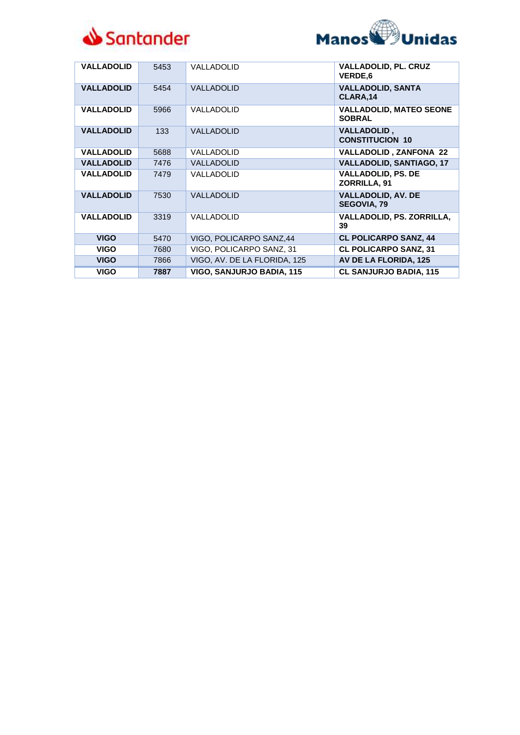| | | | |
|---|---|---|---|
| **VALLADOLID** | 5453 | VALLADOLID | **VALLADOLID, PL. CRUZ VERDE,6** |
| **VALLADOLID** | 5454 | VALLADOLID | **VALLADOLID, SANTA CLARA,14** |
| **VALLADOLID** | 5966 | VALLADOLID | **VALLADOLID, MATEO SEONE SOBRAL** |
| **VALLADOLID** | 133 | VALLADOLID | **VALLADOLID , CONSTITUCION 10** |
| **VALLADOLID** | 5688 | VALLADOLID | **VALLADOLID , ZANFONA 22** |
| **VALLADOLID** | 7476 | VALLADOLID | **VALLADOLID, SANTIAGO, 17** |
| **VALLADOLID** | 7479 | VALLADOLID | **VALLADOLID, PS. DE ZORRILLA, 91** |
| **VALLADOLID** | 7530 | VALLADOLID | **VALLADOLID, AV. DE SEGOVIA, 79** |
| **VALLADOLID** | 3319 | VALLADOLID | **VALLADOLID, PS. ZORRILLA, 39** |
| **VIGO** | 5470 | VIGO, POLICARPO SANZ,44 | **CL POLICARPO SANZ, 44** |
| **VIGO** | 7680 | VIGO, POLICARPO SANZ, 31 | **CL POLICARPO SANZ, 31** |
| **VIGO** | 7866 | VIGO, AV. DE LA FLORIDA, 125 | **AV DE LA FLORIDA, 125** |
| **VIGO** | **7887** | **VIGO, SANJURJO BADIA, 115** | **CL SANJURJO BADIA, 115** |